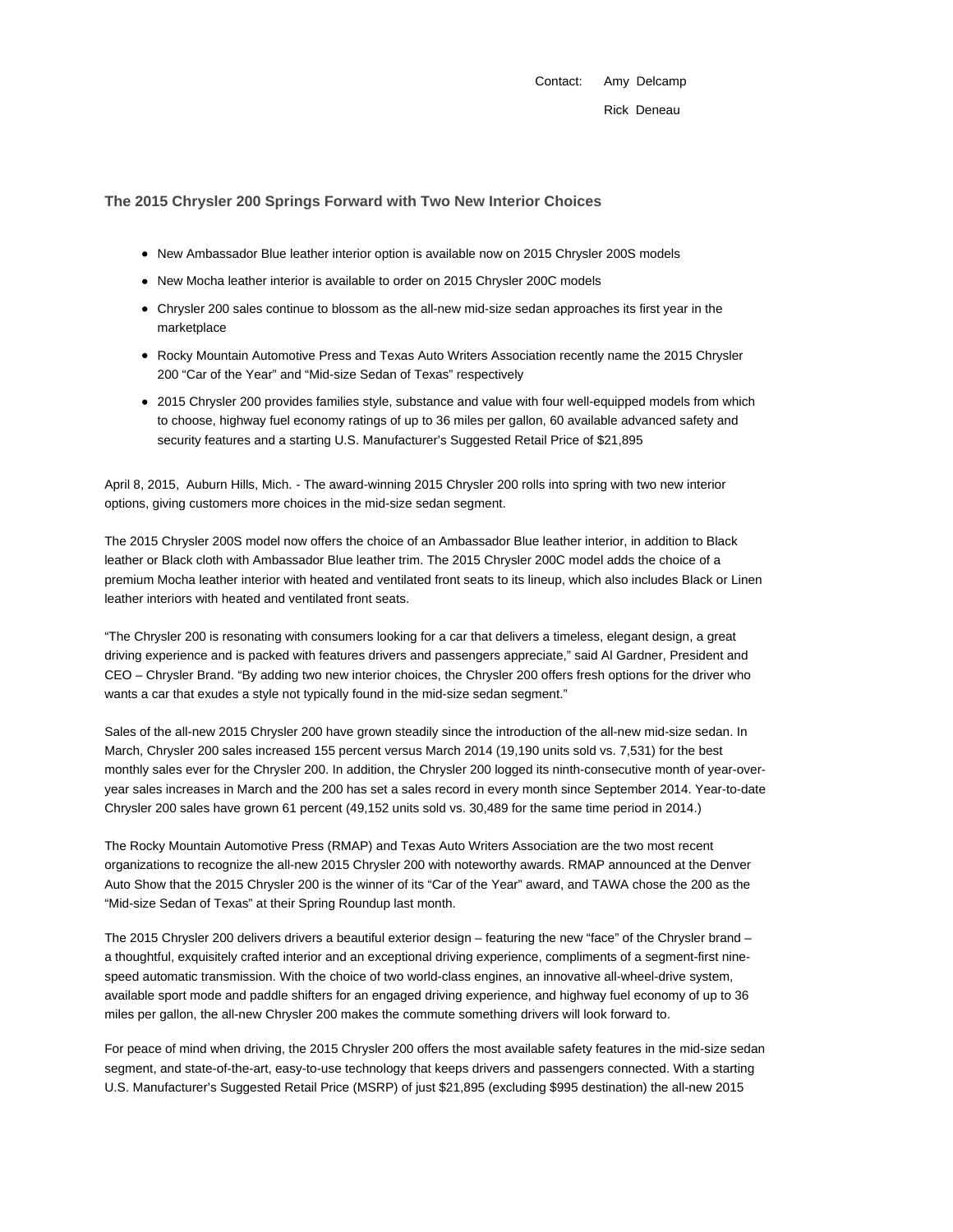Contact: Amy Delcamp

Rick Deneau

### The 2015 Chrysler 200 Springs Forward with Two New Interior Choices

- New Ambassador Blue leather interior option is available now on 2015 Chrysler 200S models
- New Mocha leather interior is available to order on 2015 Chrysler 200C models
- Chrysler 200 sales continue to blossom as the all-new mid-size sedan approaches its first year in the marketplace
- Rocky Mountain Automotive Press and Texas Auto Writers Association recently name the 2015 Chrysler 200 "Car of the Year" and "Mid-size Sedan of Texas" respectively
- 2015 Chrysler 200 provides families style, substance and value with four well-equipped models from which to choose, highway fuel economy ratings of up to 36 miles per gallon, 60 available advanced safety and security features and a starting U.S. Manufacturer's Suggested Retail Price of $21,895

April 8, 2015, Auburn Hills, Mich. - The award-winning 2015 Chrysler 200 rolls into spring with two new interior options, giving customers more choices in the mid-size sedan segment.

The 2015 Chrysler 200S model now offers the choice of an Ambassador Blue leather interior, in addition to Black leather or Black cloth with Ambassador Blue leather trim. The 2015 Chrysler 200C model adds the choice of a premium Mocha leather interior with heated and ventilated front seats to its lineup, which also includes Black or Linen leather interiors with heated and ventilated front seats.

"The Chrysler 200 is resonating with consumers looking for a car that delivers a timeless, elegant design, a great driving experience and is packed with features drivers and passengers appreciate," said Al Gardner, President and CEO – Chrysler Brand. "By adding two new interior choices, the Chrysler 200 offers fresh options for the driver who wants a car that exudes a style not typically found in the mid-size sedan segment."

Sales of the all-new 2015 Chrysler 200 have grown steadily since the introduction of the all-new mid-size sedan. In March, Chrysler 200 sales increased 155 percent versus March 2014 (19,190 units sold vs. 7,531) for the best monthly sales ever for the Chrysler 200. In addition, the Chrysler 200 logged its ninth-consecutive month of year-over-year sales increases in March and the 200 has set a sales record in every month since September 2014. Year-to-date Chrysler 200 sales have grown 61 percent (49,152 units sold vs. 30,489 for the same time period in 2014.)

The Rocky Mountain Automotive Press (RMAP) and Texas Auto Writers Association are the two most recent organizations to recognize the all-new 2015 Chrysler 200 with noteworthy awards. RMAP announced at the Denver Auto Show that the 2015 Chrysler 200 is the winner of its "Car of the Year" award, and TAWA chose the 200 as the "Mid-size Sedan of Texas" at their Spring Roundup last month.

The 2015 Chrysler 200 delivers drivers a beautiful exterior design – featuring the new "face" of the Chrysler brand – a thoughtful, exquisitely crafted interior and an exceptional driving experience, compliments of a segment-first nine-speed automatic transmission. With the choice of two world-class engines, an innovative all-wheel-drive system, available sport mode and paddle shifters for an engaged driving experience, and highway fuel economy of up to 36 miles per gallon, the all-new Chrysler 200 makes the commute something drivers will look forward to.

For peace of mind when driving, the 2015 Chrysler 200 offers the most available safety features in the mid-size sedan segment, and state-of-the-art, easy-to-use technology that keeps drivers and passengers connected. With a starting U.S. Manufacturer's Suggested Retail Price (MSRP) of just $21,895 (excluding $995 destination) the all-new 2015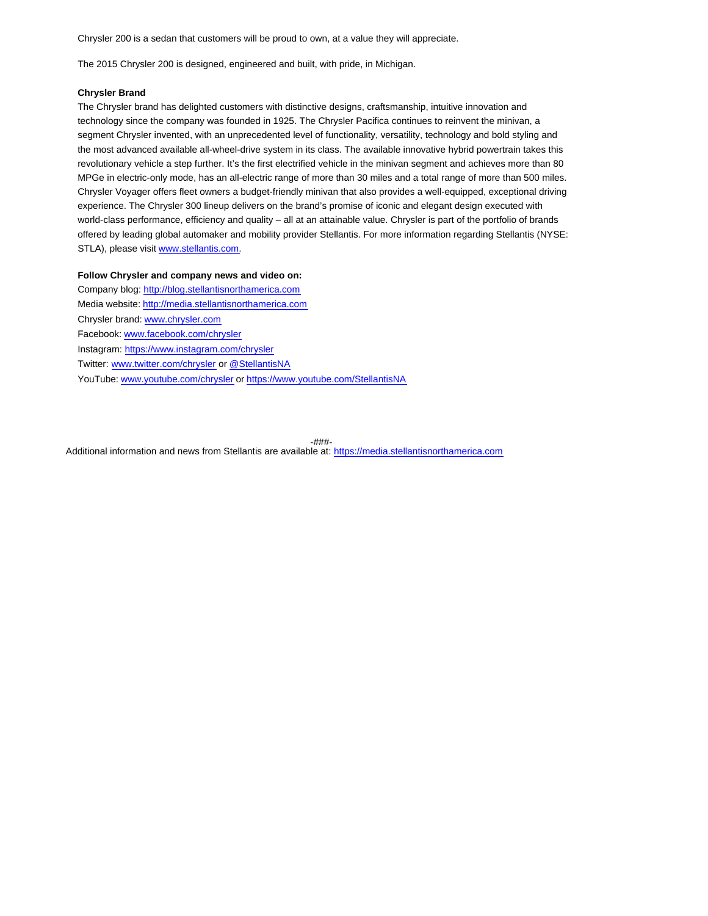Chrysler 200 is a sedan that customers will be proud to own, at a value they will appreciate.

The 2015 Chrysler 200 is designed, engineered and built, with pride, in Michigan.

**Chrysler Brand**

The Chrysler brand has delighted customers with distinctive designs, craftsmanship, intuitive innovation and technology since the company was founded in 1925. The Chrysler Pacifica continues to reinvent the minivan, a segment Chrysler invented, with an unprecedented level of functionality, versatility, technology and bold styling and the most advanced available all-wheel-drive system in its class. The available innovative hybrid powertrain takes this revolutionary vehicle a step further. It's the first electrified vehicle in the minivan segment and achieves more than 80 MPGe in electric-only mode, has an all-electric range of more than 30 miles and a total range of more than 500 miles. Chrysler Voyager offers fleet owners a budget-friendly minivan that also provides a well-equipped, exceptional driving experience. The Chrysler 300 lineup delivers on the brand's promise of iconic and elegant design executed with world-class performance, efficiency and quality – all at an attainable value. Chrysler is part of the portfolio of brands offered by leading global automaker and mobility provider Stellantis. For more information regarding Stellantis (NYSE: STLA), please visit www.stellantis.com.

**Follow Chrysler and company news and video on:**

Company blog: http://blog.stellantisnorthamerica.com
Media website: http://media.stellantisnorthamerica.com
Chrysler brand: www.chrysler.com
Facebook: www.facebook.com/chrysler
Instagram: https://www.instagram.com/chrysler
Twitter: www.twitter.com/chrysler or @StellantisNA
YouTube: www.youtube.com/chrysler or https://www.youtube.com/StellantisNA

-###-

Additional information and news from Stellantis are available at: https://media.stellantisnorthamerica.com